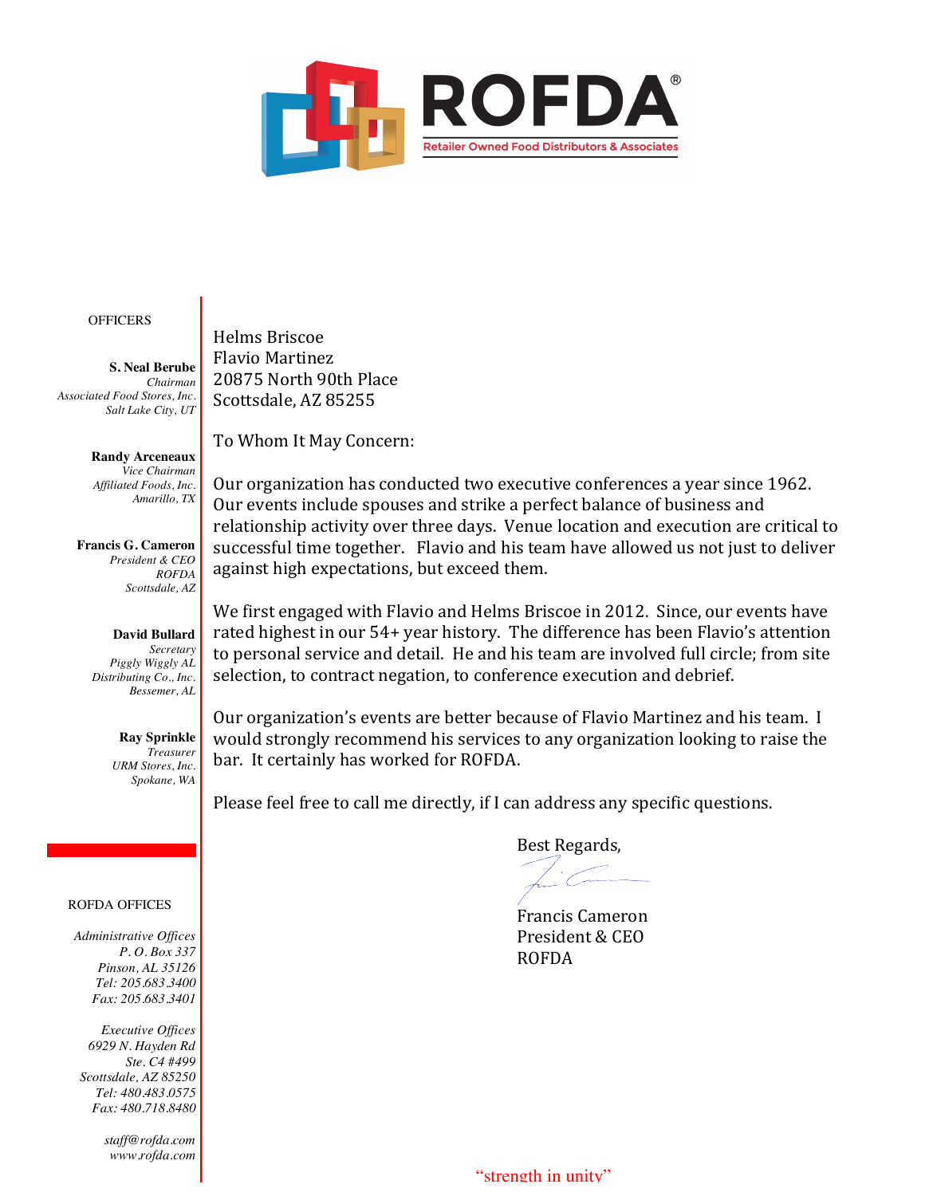# ROFDA®

Retailer Owned Food Distributors & Associates

OFFICERS

**S. Neal Berube**
*Chairman*
*Associated Food Stores, Inc.*
*Salt Lake City, UT*

**Randy Arceneaux**
*Vice Chairman*
*Affiliated Foods, Inc.*
*Amarillo, TX*

**Francis G. Cameron**
*President & CEO*
*ROFDA*
*Scottsdale, AZ*

**David Bullard**
*Secretary*
*Piggly Wiggly AL*
*Distributing Co., Inc.*
*Bessemer, AL*

**Ray Sprinkle**
*Treasurer*
*URM Stores, Inc.*
*Spokane, WA*

ROFDA OFFICES

*Administrative Offices*
*P. O. Box 337*
*Pinson, AL 35126*
*Tel: 205.683.3400*
*Fax: 205.683.3401*

*Executive Offices*
*6929 N. Hayden Rd*
*Ste. C4 #499*
*Scottsdale, AZ 85250*
*Tel: 480.483.0575*
*Fax: 480.718.8480*

*staff@rofda.com*
*www.rofda.com*

Helms Briscoe
Flavio Martinez
20875 North 90th Place
Scottsdale, AZ 85255

To Whom It May Concern:

Our organization has conducted two executive conferences a year since 1962. Our events include spouses and strike a perfect balance of business and relationship activity over three days. Venue location and execution are critical to successful time together. Flavio and his team have allowed us not just to deliver against high expectations, but exceed them.

We first engaged with Flavio and Helms Briscoe in 2012. Since, our events have rated highest in our 54+ year history. The difference has been Flavio's attention to personal service and detail. He and his team are involved full circle; from site selection, to contract negation, to conference execution and debrief.

Our organization's events are better because of Flavio Martinez and his team. I would strongly recommend his services to any organization looking to raise the bar. It certainly has worked for ROFDA.

Please feel free to call me directly, if I can address any specific questions.

Best Regards,

Francis Cameron
President & CEO
ROFDA

"strength in unity"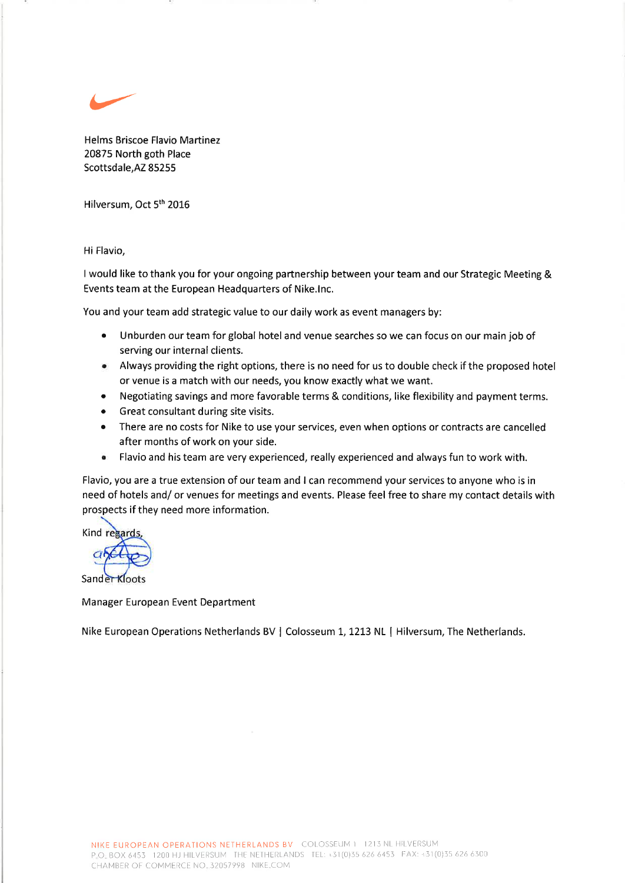Helms Briscoe Flavio Martinez
20875 North goth Place
Scottsdale,AZ 85255

Hilversum, Oct 5th 2016

Hi Flavio,

I would like to thank you for your ongoing partnership between your team and our Strategic Meeting & Events team at the European Headquarters of Nike.Inc.

You and your team add strategic value to our daily work as event managers by:

- Unburden our team for global hotel and venue searches so we can focus on our main job of serving our internal clients.
- Always providing the right options, there is no need for us to double check if the proposed hotel or venue is a match with our needs, you know exactly what we want.
- Negotiating savings and more favorable terms & conditions, like flexibility and payment terms.
- Great consultant during site visits.
- There are no costs for Nike to use your services, even when options or contracts are cancelled after months of work on your side.
- Flavio and his team are very experienced, really experienced and always fun to work with.

Flavio, you are a true extension of our team and I can recommend your services to anyone who is in need of hotels and/ or venues for meetings and events. Please feel free to share my contact details with prospects if they need more information.

Kind regards,

Sander Kloots

Manager European Event Department

Nike European Operations Netherlands BV | Colosseum 1, 1213 NL | Hilversum, The Netherlands.

NIKE EUROPEAN OPERATIONS NETHERLANDS BV COLOSSEUM 1 1213 NL HILVERSUM
P.O. BOX 6453 1200 HJ HILVERSUM THE NETHERLANDS TEL: +31(0)35 626 6453 FAX: +31(0)35 626 6300
CHAMBER OF COMMERCE NO. 32057998 NIKE.COM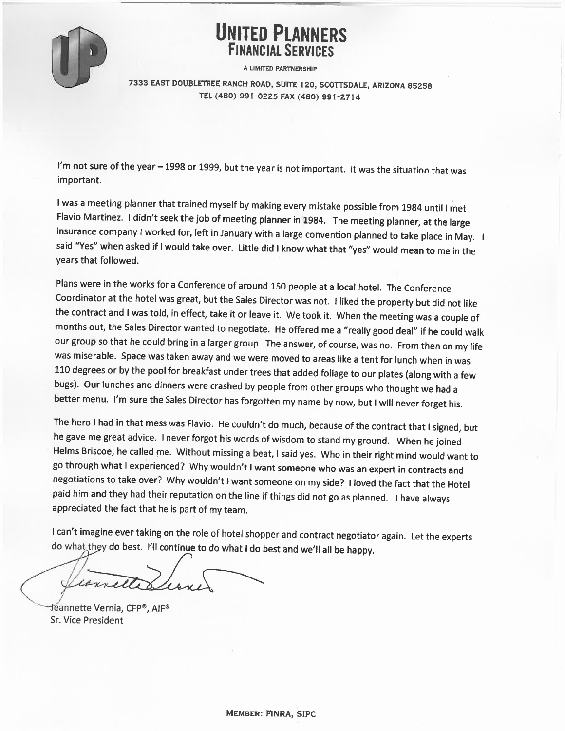# UNITED PLANNERS
## FINANCIAL SERVICES

A LIMITED PARTNERSHIP

7333 EAST DOUBLETREE RANCH ROAD, SUITE 120, SCOTTSDALE, ARIZONA 85258
TEL (480) 991-0225 FAX (480) 991-2714

I'm not sure of the year – 1998 or 1999, but the year is not important. It was the situation that was important.

I was a meeting planner that trained myself by making every mistake possible from 1984 until I met Flavio Martinez. I didn't seek the job of meeting planner in 1984. The meeting planner, at the large insurance company I worked for, left in January with a large convention planned to take place in May. I said "Yes" when asked if I would take over. Little did I know what that "yes" would mean to me in the years that followed.

Plans were in the works for a Conference of around 150 people at a local hotel. The Conference Coordinator at the hotel was great, but the Sales Director was not. I liked the property but did not like the contract and I was told, in effect, take it or leave it. We took it. When the meeting was a couple of months out, the Sales Director wanted to negotiate. He offered me a "really good deal" if he could walk our group so that he could bring in a larger group. The answer, of course, was no. From then on my life was miserable. Space was taken away and we were moved to areas like a tent for lunch when in was 110 degrees or by the pool for breakfast under trees that added foliage to our plates (along with a few bugs). Our lunches and dinners were crashed by people from other groups who thought we had a better menu. I'm sure the Sales Director has forgotten my name by now, but I will never forget his.

The hero I had in that mess was Flavio. He couldn't do much, because of the contract that I signed, but he gave me great advice. I never forgot his words of wisdom to stand my ground. When he joined Helms Briscoe, he called me. Without missing a beat, I said yes. Who in their right mind would want to go through what I experienced? Why wouldn't I want someone who was an expert in contracts and negotiations to take over? Why wouldn't I want someone on my side? I loved the fact that the Hotel paid him and they had their reputation on the line if things did not go as planned. I have always appreciated the fact that he is part of my team.

I can't imagine ever taking on the role of hotel shopper and contract negotiator again. Let the experts do what they do best. I'll continue to do what I do best and we'll all be happy.

Jeannette Vernia, CFP®, AIF®
Sr. Vice President

MEMBER: FINRA, SIPC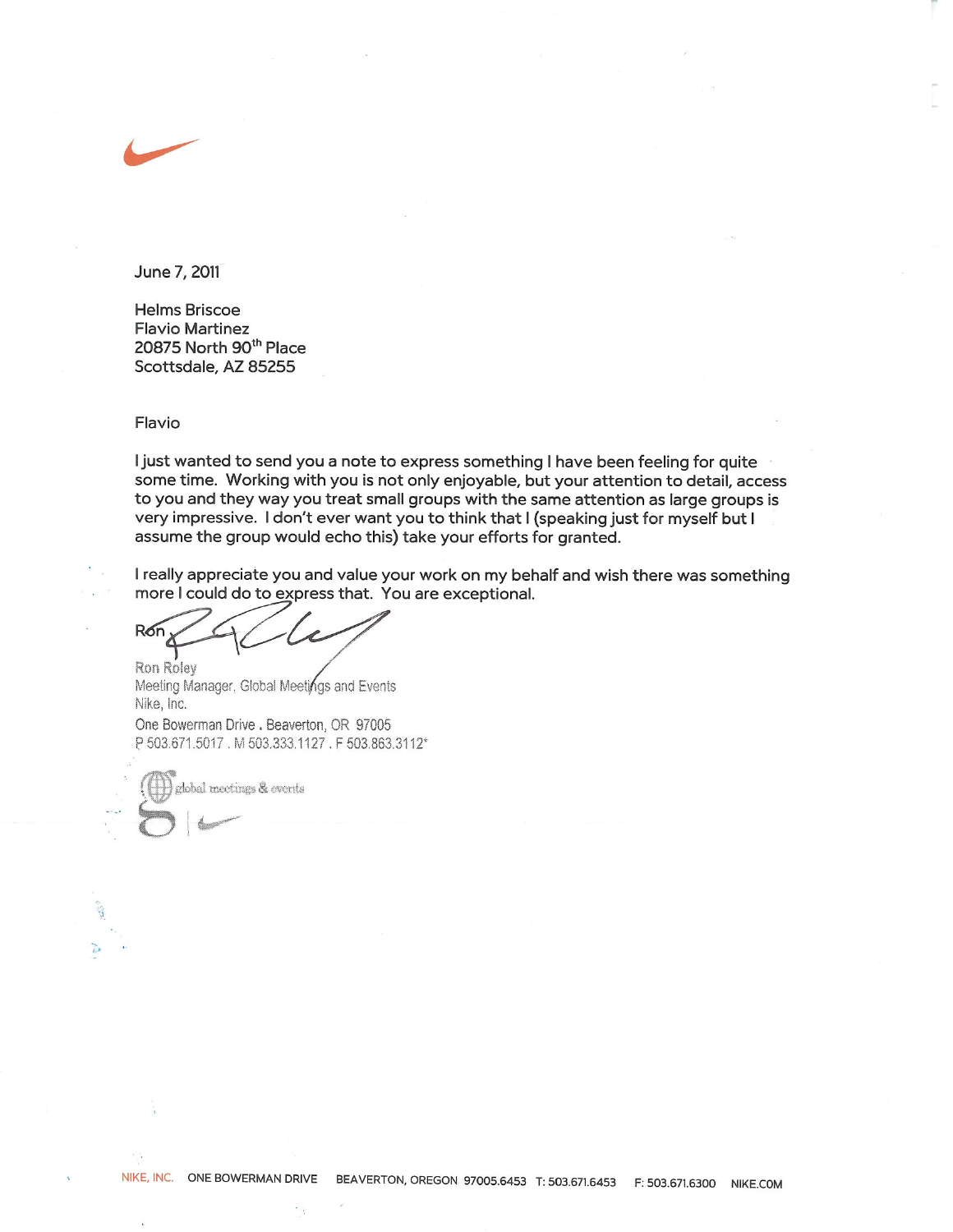June 7, 2011

Helms Briscoe
Flavio Martinez
20875 North 90th Place
Scottsdale, AZ 85255

Flavio

I just wanted to send you a note to express something I have been feeling for quite some time. Working with you is not only enjoyable, but your attention to detail, access to you and they way you treat small groups with the same attention as large groups is very impressive. I don't ever want you to think that I (speaking just for myself but I assume the group would echo this) take your efforts for granted.

I really appreciate you and value your work on my behalf and wish there was something more I could do to express that. You are exceptional.

Ron

Ron Roley
Meeting Manager, Global Meetings and Events
Nike, Inc.
One Bowerman Drive . Beaverton, OR 97005
P 503.671.5017 . M 503.333.1127 . F 503.863.3112*

global meetings & events

NIKE, INC. ONE BOWERMAN DRIVE BEAVERTON, OREGON 97005.6453 T: 503.671.6453 F: 503.671.6300 NIKE.COM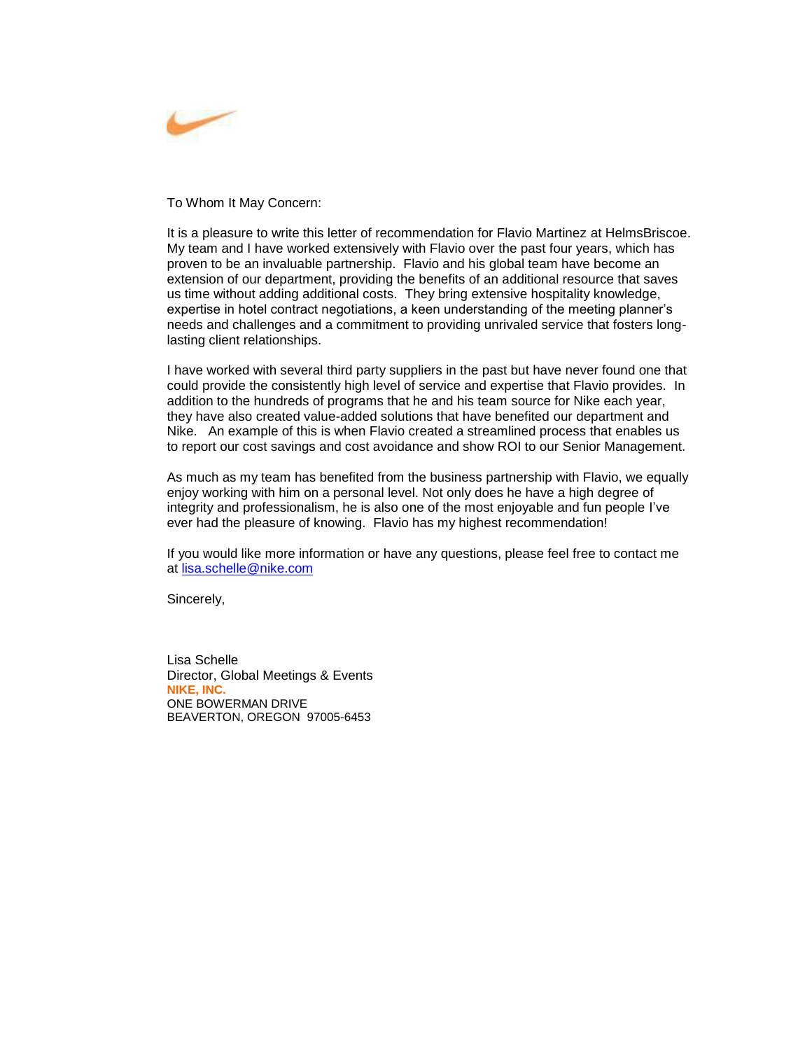To Whom It May Concern:

It is a pleasure to write this letter of recommendation for Flavio Martinez at HelmsBriscoe. My team and I have worked extensively with Flavio over the past four years, which has proven to be an invaluable partnership. Flavio and his global team have become an extension of our department, providing the benefits of an additional resource that saves us time without adding additional costs. They bring extensive hospitality knowledge, expertise in hotel contract negotiations, a keen understanding of the meeting planner's needs and challenges and a commitment to providing unrivaled service that fosters long-lasting client relationships.

I have worked with several third party suppliers in the past but have never found one that could provide the consistently high level of service and expertise that Flavio provides. In addition to the hundreds of programs that he and his team source for Nike each year, they have also created value-added solutions that have benefited our department and Nike. An example of this is when Flavio created a streamlined process that enables us to report our cost savings and cost avoidance and show ROI to our Senior Management.

As much as my team has benefited from the business partnership with Flavio, we equally enjoy working with him on a personal level. Not only does he have a high degree of integrity and professionalism, he is also one of the most enjoyable and fun people I've ever had the pleasure of knowing. Flavio has my highest recommendation!

If you would like more information or have any questions, please feel free to contact me at lisa.schelle@nike.com

Sincerely,

Lisa Schelle
Director, Global Meetings & Events
**NIKE, INC.**
ONE BOWERMAN DRIVE
BEAVERTON, OREGON 97005-6453